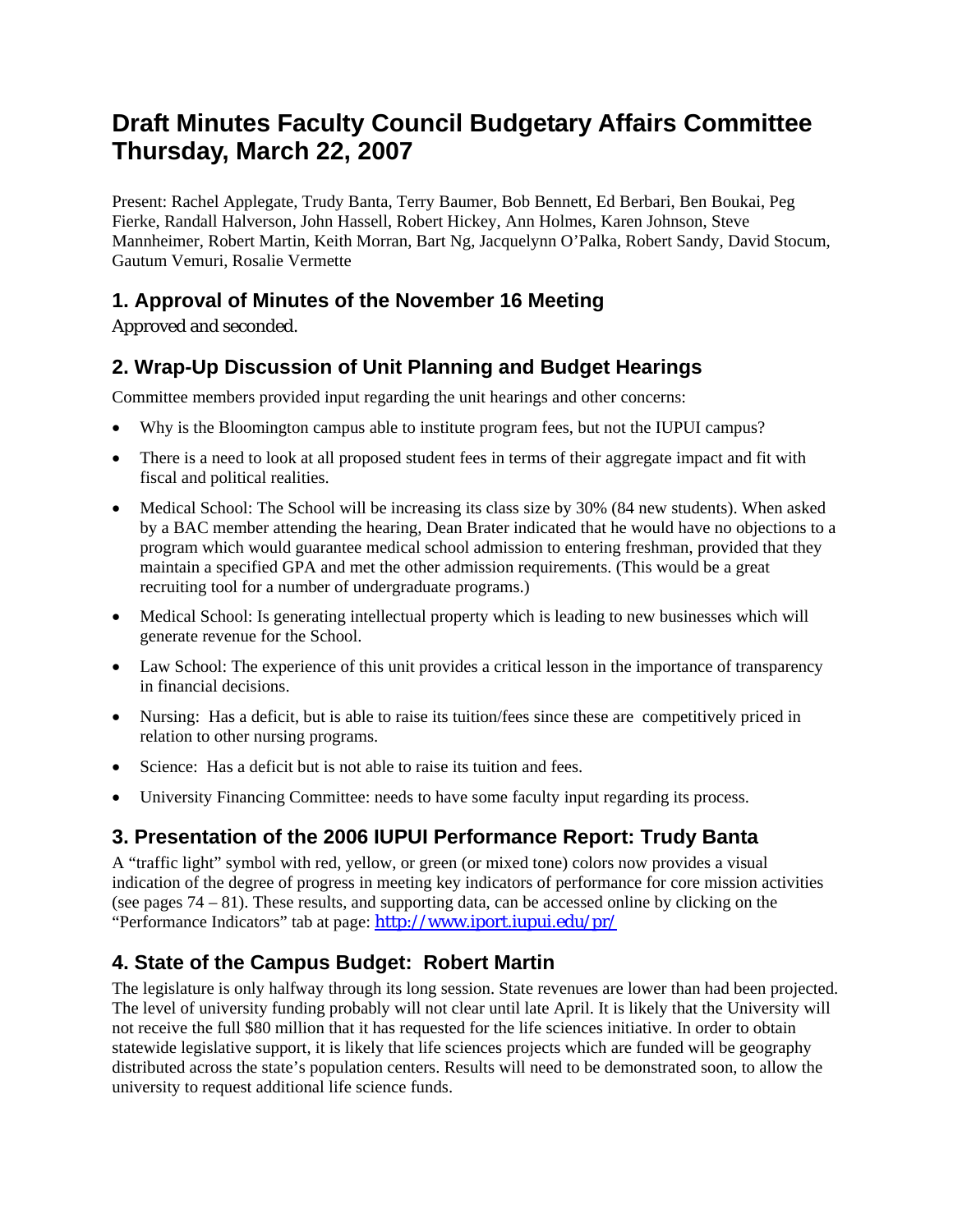# Draft Minutes Faculty Council Budgetary Affairs Committee Thursday, March 22, 2007

Present: Rachel Applegate, Trudy Banta, Terry Baumer, Bob Bennett, Ed Berbari, Ben Boukai, Peg Fierke, Randall Halverson, John Hassell, Robert Hickey, Ann Holmes, Karen Johnson, Steve Mannheimer, Robert Martin, Keith Morran, Bart Ng, Jacquelynn O'Palka, Robert Sandy, David Stocum, Gautum Vemuri, Rosalie Vermette

## 1. Approval of Minutes of the November 16 Meeting

Approved and seconded.

## 2. Wrap-Up Discussion of Unit Planning and Budget Hearings

Committee members provided input regarding the unit hearings and other concerns:

- Why is the Bloomington campus able to institute program fees, but not the IUPUI campus?
- There is a need to look at all proposed student fees in terms of their aggregate impact and fit with fiscal and political realities.
- Medical School: The School will be increasing its class size by 30% (84 new students). When asked by a BAC member attending the hearing, Dean Brater indicated that he would have no objections to a program which would guarantee medical school admission to entering freshman, provided that they maintain a specified GPA and met the other admission requirements. (This would be a great recruiting tool for a number of undergraduate programs.)
- Medical School: Is generating intellectual property which is leading to new businesses which will generate revenue for the School.
- Law School: The experience of this unit provides a critical lesson in the importance of transparency in financial decisions.
- Nursing: Has a deficit, but is able to raise its tuition/fees since these are competitively priced in relation to other nursing programs.
- Science: Has a deficit but is not able to raise its tuition and fees.
- University Financing Committee: needs to have some faculty input regarding its process.

## 3. Presentation of the 2006 IUPUI Performance Report: Trudy Banta

A "traffic light" symbol with red, yellow, or green (or mixed tone) colors now provides a visual indication of the degree of progress in meeting key indicators of performance for core mission activities (see pages 74 – 81). These results, and supporting data, can be accessed online by clicking on the "Performance Indicators" tab at page: http://www.iport.iupui.edu/pr/

## 4. State of the Campus Budget: Robert Martin

The legislature is only halfway through its long session. State revenues are lower than had been projected. The level of university funding probably will not clear until late April. It is likely that the University will not receive the full $80 million that it has requested for the life sciences initiative. In order to obtain statewide legislative support, it is likely that life sciences projects which are funded will be geography distributed across the state's population centers. Results will need to be demonstrated soon, to allow the university to request additional life science funds.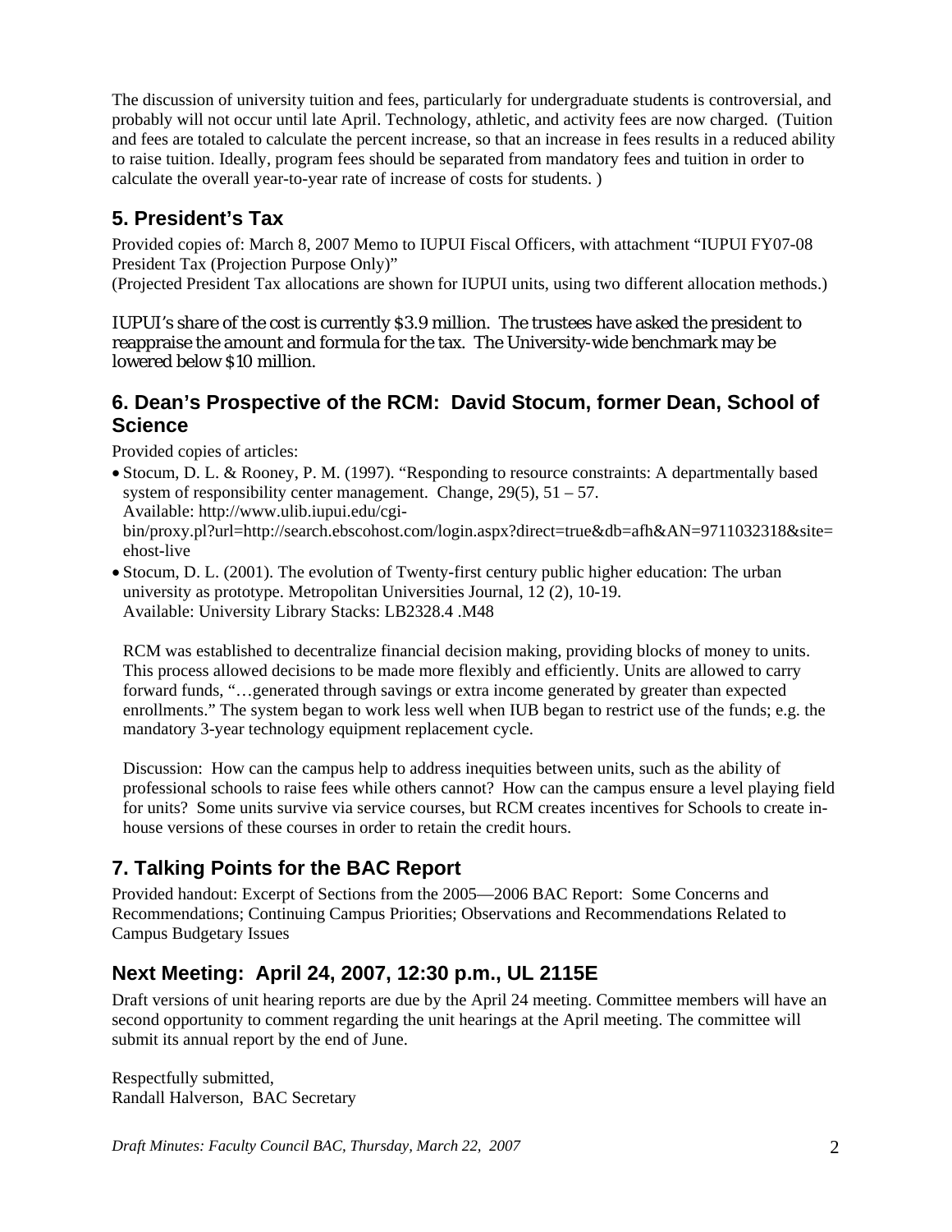The discussion of university tuition and fees, particularly for undergraduate students is controversial, and probably will not occur until late April. Technology, athletic, and activity fees are now charged. (Tuition and fees are totaled to calculate the percent increase, so that an increase in fees results in a reduced ability to raise tuition. Ideally, program fees should be separated from mandatory fees and tuition in order to calculate the overall year-to-year rate of increase of costs for students. )

## 5. President's Tax

Provided copies of: March 8, 2007 Memo to IUPUI Fiscal Officers, with attachment "IUPUI FY07-08 President Tax (Projection Purpose Only)"
(Projected President Tax allocations are shown for IUPUI units, using two different allocation methods.)

IUPUI's share of the cost is currently $3.9 million. The trustees have asked the president to reappraise the amount and formula for the tax. The University-wide benchmark may be lowered below $10 million.

## 6. Dean's Prospective of the RCM: David Stocum, former Dean, School of Science

Provided copies of articles:

- Stocum, D. L. & Rooney, P. M. (1997). "Responding to resource constraints: A departmentally based system of responsibility center management. Change, 29(5), 51 – 57.
  Available: http://www.ulib.iupui.edu/cgi-bin/proxy.pl?url=http://search.ebscohost.com/login.aspx?direct=true&db=afh&AN=9711032318&site=ehost-live
- Stocum, D. L. (2001). The evolution of Twenty-first century public higher education: The urban university as prototype. Metropolitan Universities Journal, 12 (2), 10-19.
  Available: University Library Stacks: LB2328.4 .M48

RCM was established to decentralize financial decision making, providing blocks of money to units. This process allowed decisions to be made more flexibly and efficiently. Units are allowed to carry forward funds, "…generated through savings or extra income generated by greater than expected enrollments." The system began to work less well when IUB began to restrict use of the funds; e.g. the mandatory 3-year technology equipment replacement cycle.

Discussion: How can the campus help to address inequities between units, such as the ability of professional schools to raise fees while others cannot? How can the campus ensure a level playing field for units? Some units survive via service courses, but RCM creates incentives for Schools to create in-house versions of these courses in order to retain the credit hours.

## 7. Talking Points for the BAC Report

Provided handout: Excerpt of Sections from the 2005—2006 BAC Report: Some Concerns and Recommendations; Continuing Campus Priorities; Observations and Recommendations Related to Campus Budgetary Issues

## Next Meeting: April 24, 2007, 12:30 p.m., UL 2115E

Draft versions of unit hearing reports are due by the April 24 meeting. Committee members will have an second opportunity to comment regarding the unit hearings at the April meeting. The committee will submit its annual report by the end of June.

Respectfully submitted,
Randall Halverson, BAC Secretary